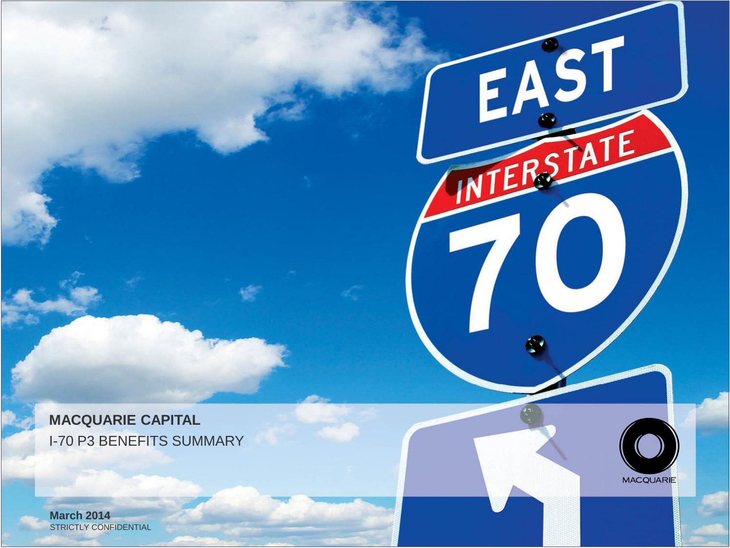**MACQUARIE CAPITAL**

I-70 P3 BENEFITS SUMMARY

**March 2014**

STRICTLY CONFIDENTIAL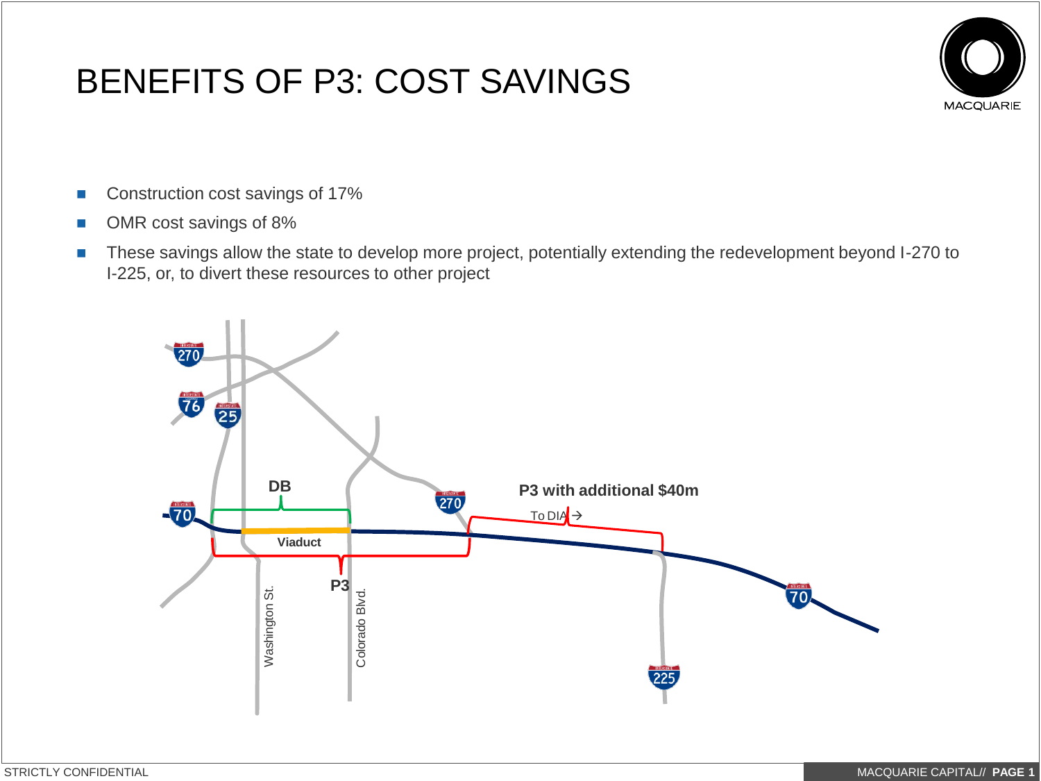# BENEFITS OF P3: COST SAVINGS

- Construction cost savings of 17%
- OMR cost savings of 8%
- These savings allow the state to develop more project, potentially extending the redevelopment beyond I-270 to I-225, or, to divert these resources to other project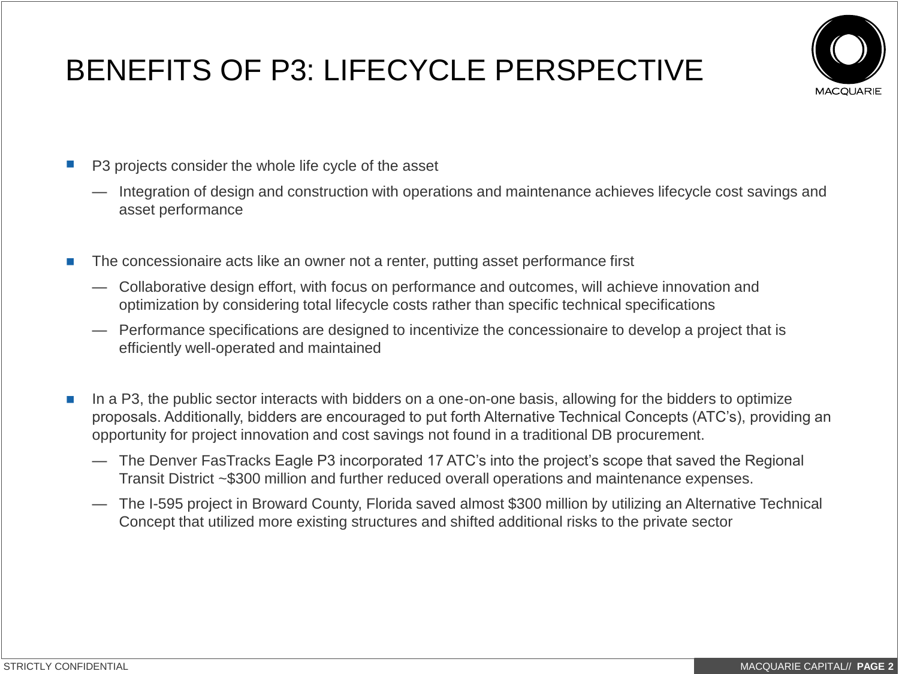# BENEFITS OF P3: LIFECYCLE PERSPECTIVE

- P3 projects consider the whole life cycle of the asset
  - Integration of design and construction with operations and maintenance achieves lifecycle cost savings and asset performance
- The concessionaire acts like an owner not a renter, putting asset performance first
  - Collaborative design effort, with focus on performance and outcomes, will achieve innovation and optimization by considering total lifecycle costs rather than specific technical specifications
  - Performance specifications are designed to incentivize the concessionaire to develop a project that is efficiently well-operated and maintained
- In a P3, the public sector interacts with bidders on a one-on-one basis, allowing for the bidders to optimize proposals. Additionally, bidders are encouraged to put forth Alternative Technical Concepts (ATC's), providing an opportunity for project innovation and cost savings not found in a traditional DB procurement.
  - The Denver FasTracks Eagle P3 incorporated 17 ATC's into the project's scope that saved the Regional Transit District ~$300 million and further reduced overall operations and maintenance expenses.
  - The I-595 project in Broward County, Florida saved almost $300 million by utilizing an Alternative Technical Concept that utilized more existing structures and shifted additional risks to the private sector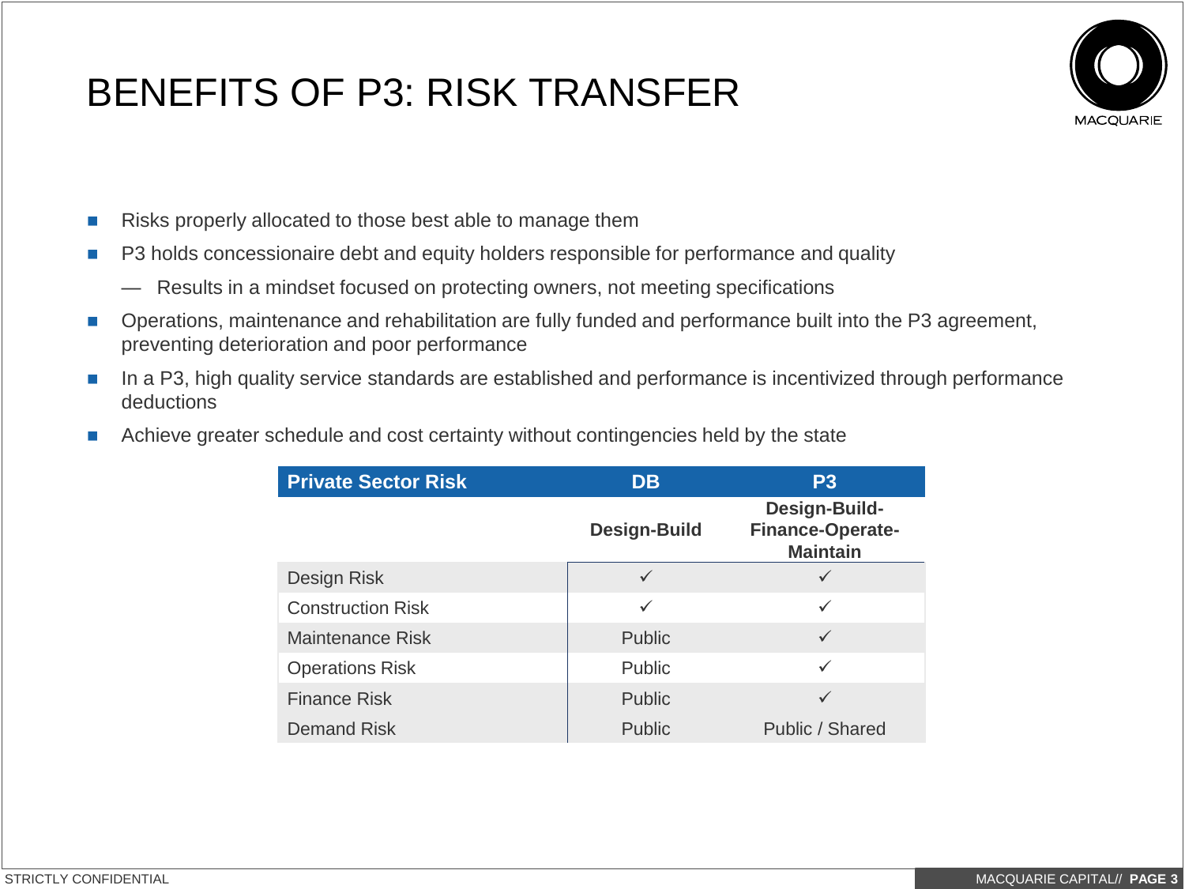# BENEFITS OF P3: RISK TRANSFER

- Risks properly allocated to those best able to manage them
- P3 holds concessionaire debt and equity holders responsible for performance and quality
  - Results in a mindset focused on protecting owners, not meeting specifications
- Operations, maintenance and rehabilitation are fully funded and performance built into the P3 agreement, preventing deterioration and poor performance
- In a P3, high quality service standards are established and performance is incentivized through performance deductions
- Achieve greater schedule and cost certainty without contingencies held by the state

| Private Sector Risk | DB | P3 |
|---|---|---|
| | **Design-Build** | **Design-Build-Finance-Operate-Maintain** |
| Design Risk | ✓ | ✓ |
| Construction Risk | ✓ | ✓ |
| Maintenance Risk | Public | ✓ |
| Operations Risk | Public | ✓ |
| Finance Risk | Public | ✓ |
| Demand Risk | Public | Public / Shared |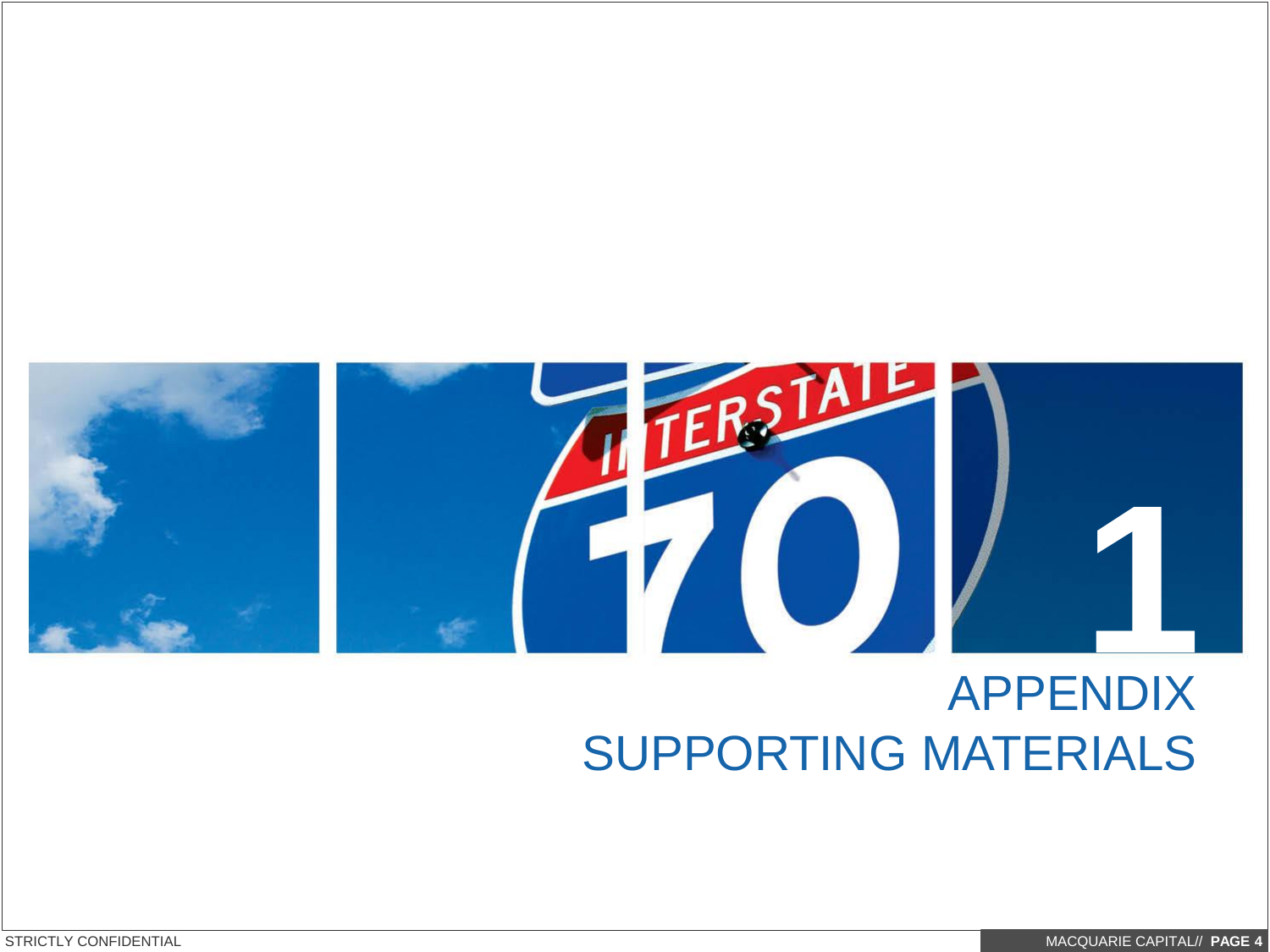# 1

# APPENDIX
# SUPPORTING MATERIALS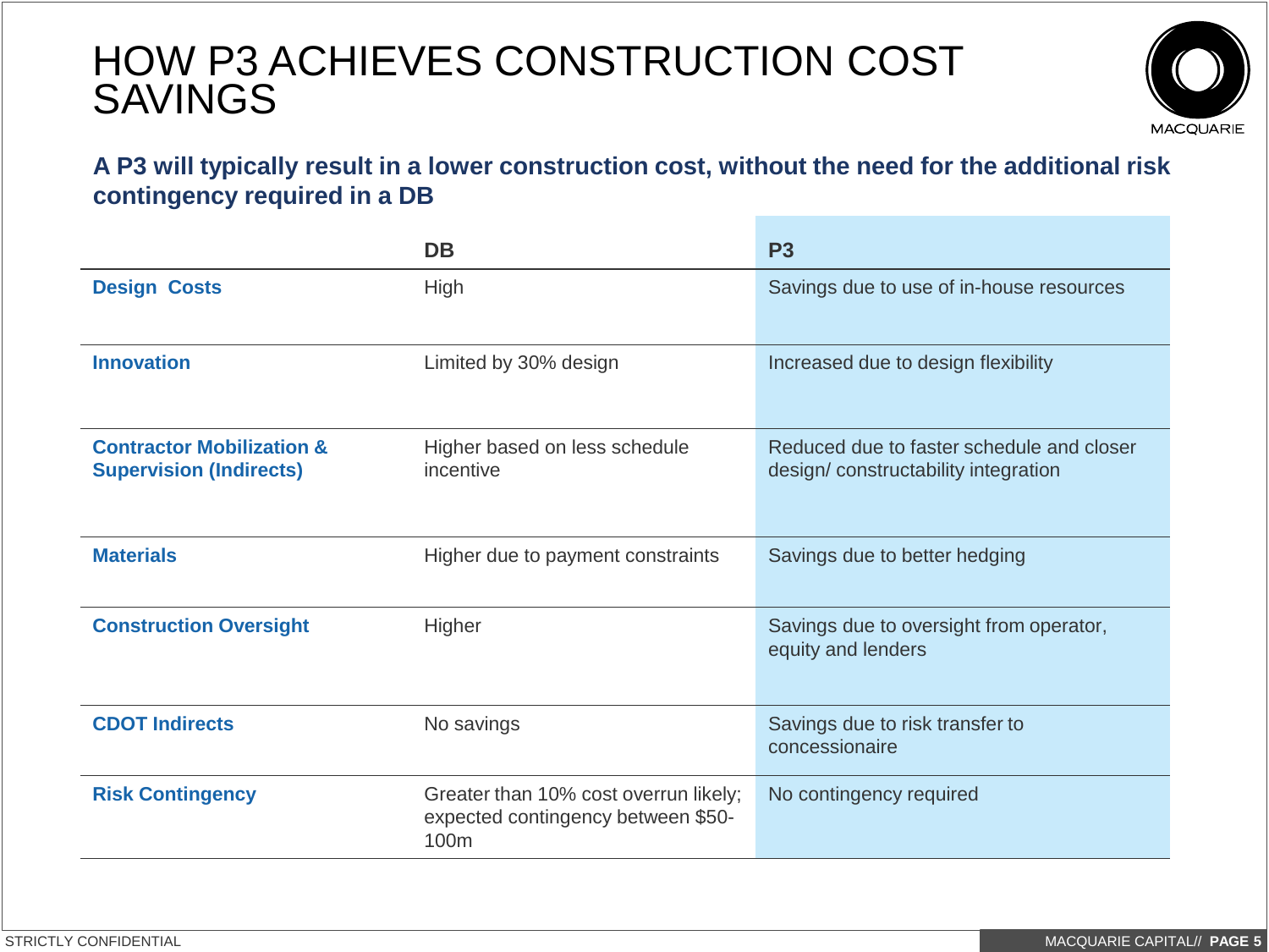# HOW P3 ACHIEVES CONSTRUCTION COST SAVINGS

**A P3 will typically result in a lower construction cost, without the need for the additional risk contingency required in a DB**

| | DB | P3 |
|---|---|---|
| **Design Costs** | High | Savings due to use of in-house resources |
| **Innovation** | Limited by 30% design | Increased due to design flexibility |
| **Contractor Mobilization & Supervision (Indirects)** | Higher based on less schedule incentive | Reduced due to faster schedule and closer design/ constructability integration |
| **Materials** | Higher due to payment constraints | Savings due to better hedging |
| **Construction Oversight** | Higher | Savings due to oversight from operator, equity and lenders |
| **CDOT Indirects** | No savings | Savings due to risk transfer to concessionaire |
| **Risk Contingency** | Greater than 10% cost overrun likely; expected contingency between $50-100m | No contingency required |

STRICTLY CONFIDENTIAL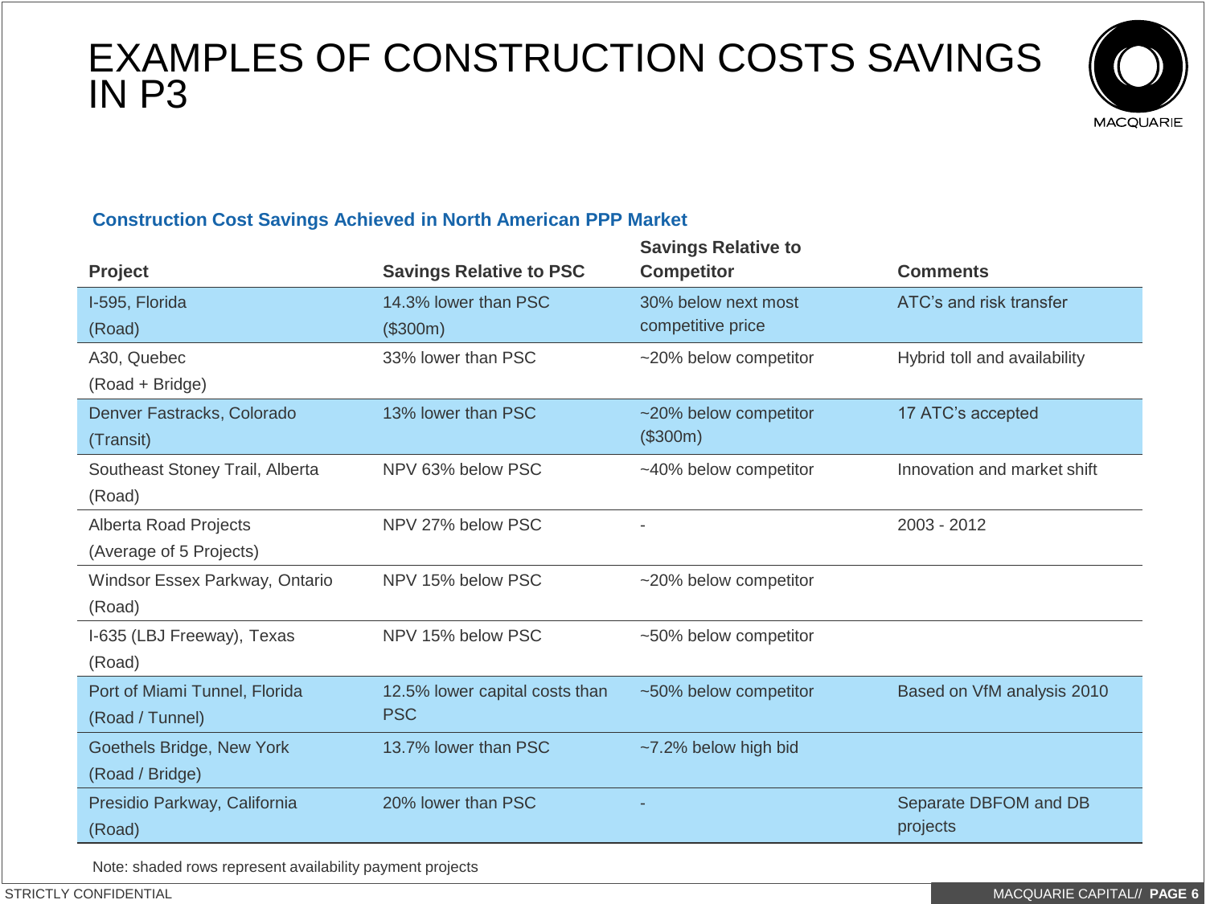# EXAMPLES OF CONSTRUCTION COSTS SAVINGS IN P3

## Construction Cost Savings Achieved in North American PPP Market

| Project | Savings Relative to PSC | Savings Relative to Competitor | Comments |
|---|---|---|---|
| I-595, Florida (Road) | 14.3% lower than PSC ($300m) | 30% below next most competitive price | ATC's and risk transfer |
| A30, Quebec (Road + Bridge) | 33% lower than PSC | ~20% below competitor | Hybrid toll and availability |
| Denver Fastracks, Colorado (Transit) | 13% lower than PSC | ~20% below competitor ($300m) | 17 ATC's accepted |
| Southeast Stoney Trail, Alberta (Road) | NPV 63% below PSC | ~40% below competitor | Innovation and market shift |
| Alberta Road Projects (Average of 5 Projects) | NPV 27% below PSC | - | 2003 - 2012 |
| Windsor Essex Parkway, Ontario (Road) | NPV 15% below PSC | ~20% below competitor | |
| I-635 (LBJ Freeway), Texas (Road) | NPV 15% below PSC | ~50% below competitor | |
| Port of Miami Tunnel, Florida (Road / Tunnel) | 12.5% lower capital costs than PSC | ~50% below competitor | Based on VfM analysis 2010 |
| Goethels Bridge, New York (Road / Bridge) | 13.7% lower than PSC | ~7.2% below high bid | |
| Presidio Parkway, California (Road) | 20% lower than PSC | - | Separate DBFOM and DB projects |

Note: shaded rows represent availability payment projects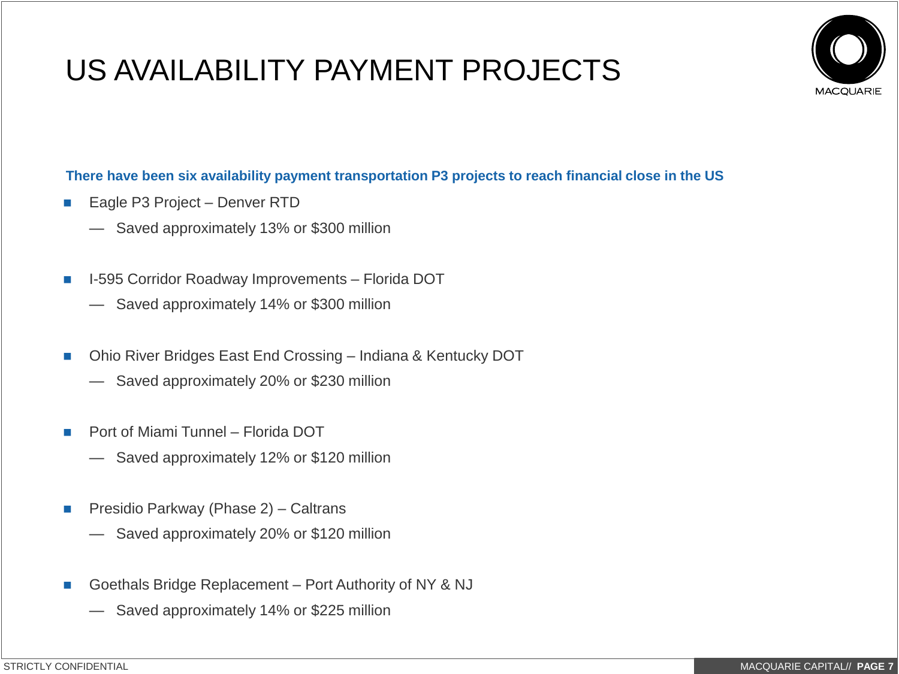# US AVAILABILITY PAYMENT PROJECTS

**There have been six availability payment transportation P3 projects to reach financial close in the US**

- Eagle P3 Project – Denver RTD
  - Saved approximately 13% or $300 million
- I-595 Corridor Roadway Improvements – Florida DOT
  - Saved approximately 14% or $300 million
- Ohio River Bridges East End Crossing – Indiana & Kentucky DOT
  - Saved approximately 20% or $230 million
- Port of Miami Tunnel – Florida DOT
  - Saved approximately 12% or $120 million
- Presidio Parkway (Phase 2) – Caltrans
  - Saved approximately 20% or $120 million
- Goethals Bridge Replacement – Port Authority of NY & NJ
  - Saved approximately 14% or $225 million